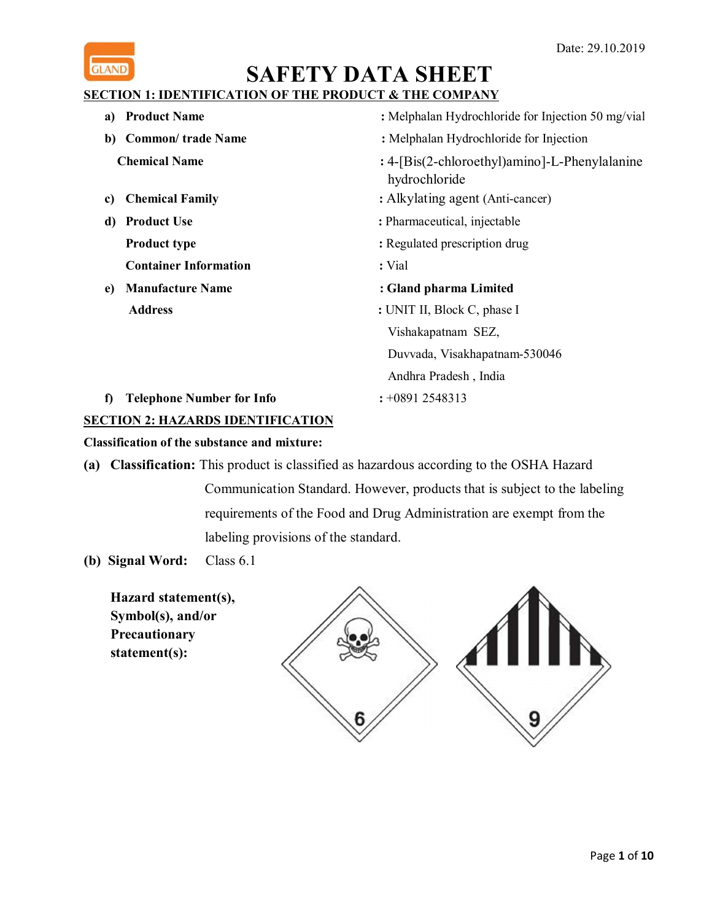Date: 29.10.2019

# SAFETY DATA SHEET

## SECTION 1: IDENTIFICATION OF THE PRODUCT & THE COMPANY

a) **Product Name** : Melphalan Hydrochloride for Injection 50 mg/vial

b) **Common/ trade Name** : Melphalan Hydrochloride for Injection

**Chemical Name** : 4-[Bis(2-chloroethyl)amino]-L-Phenylalanine hydrochloride

c) **Chemical Family** : Alkylating agent (Anti-cancer)

d) **Product Use** : Pharmaceutical, injectable

**Product type** : Regulated prescription drug

**Container Information** : Vial

e) **Manufacture Name** : **Gland pharma Limited**

**Address** : UNIT II, Block C, phase I
Vishakapatnam SEZ,
Duvvada, Visakhapatnam-530046
Andhra Pradesh , India

f) **Telephone Number for Info** : +0891 2548313

## SECTION 2: HAZARDS IDENTIFICATION

**Classification of the substance and mixture:**

**(a) Classification:** This product is classified as hazardous according to the OSHA Hazard Communication Standard. However, products that is subject to the labeling requirements of the Food and Drug Administration are exempt from the labeling provisions of the standard.

**(b) Signal Word:** Class 6.1

**Hazard statement(s), Symbol(s), and/or Precautionary statement(s):**

6

9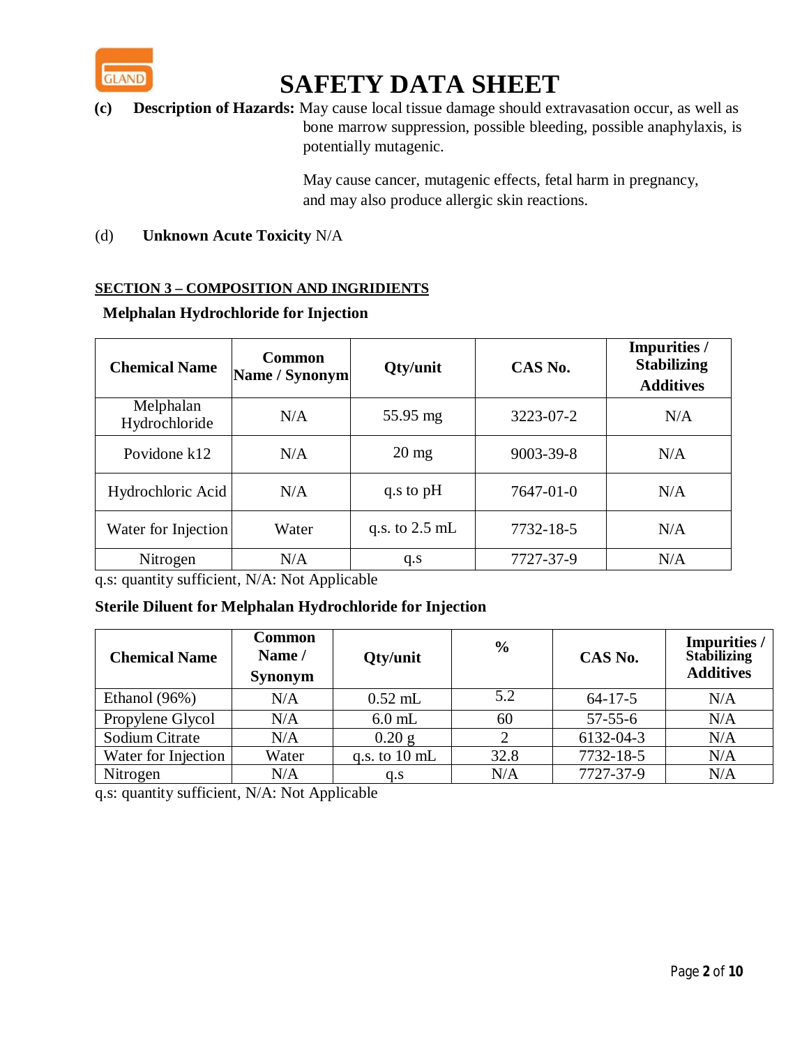# SAFETY DATA SHEET

**(c) Description of Hazards:** May cause local tissue damage should extravasation occur, as well as bone marrow suppression, possible bleeding, possible anaphylaxis, is potentially mutagenic.

May cause cancer, mutagenic effects, fetal harm in pregnancy, and may also produce allergic skin reactions.

(d) **Unknown Acute Toxicity** N/A

## SECTION 3 – COMPOSITION AND INGRIDIENTS

**Melphalan Hydrochloride for Injection**

| Chemical Name | Common Name / Synonym | Qty/unit | CAS No. | Impurities / Stabilizing Additives |
|---|---|---|---|---|
| Melphalan Hydrochloride | N/A | 55.95 mg | 3223-07-2 | N/A |
| Povidone k12 | N/A | 20 mg | 9003-39-8 | N/A |
| Hydrochloric Acid | N/A | q.s to pH | 7647-01-0 | N/A |
| Water for Injection | Water | q.s. to 2.5 mL | 7732-18-5 | N/A |
| Nitrogen | N/A | q.s | 7727-37-9 | N/A |

q.s: quantity sufficient, N/A: Not Applicable

**Sterile Diluent for Melphalan Hydrochloride for Injection**

| Chemical Name | Common Name / Synonym | Qty/unit | % | CAS No. | Impurities / Stabilizing Additives |
|---|---|---|---|---|---|
| Ethanol (96%) | N/A | 0.52 mL | 5.2 | 64-17-5 | N/A |
| Propylene Glycol | N/A | 6.0 mL | 60 | 57-55-6 | N/A |
| Sodium Citrate | N/A | 0.20 g | 2 | 6132-04-3 | N/A |
| Water for Injection | Water | q.s. to 10 mL | 32.8 | 7732-18-5 | N/A |
| Nitrogen | N/A | q.s | N/A | 7727-37-9 | N/A |

q.s: quantity sufficient, N/A: Not Applicable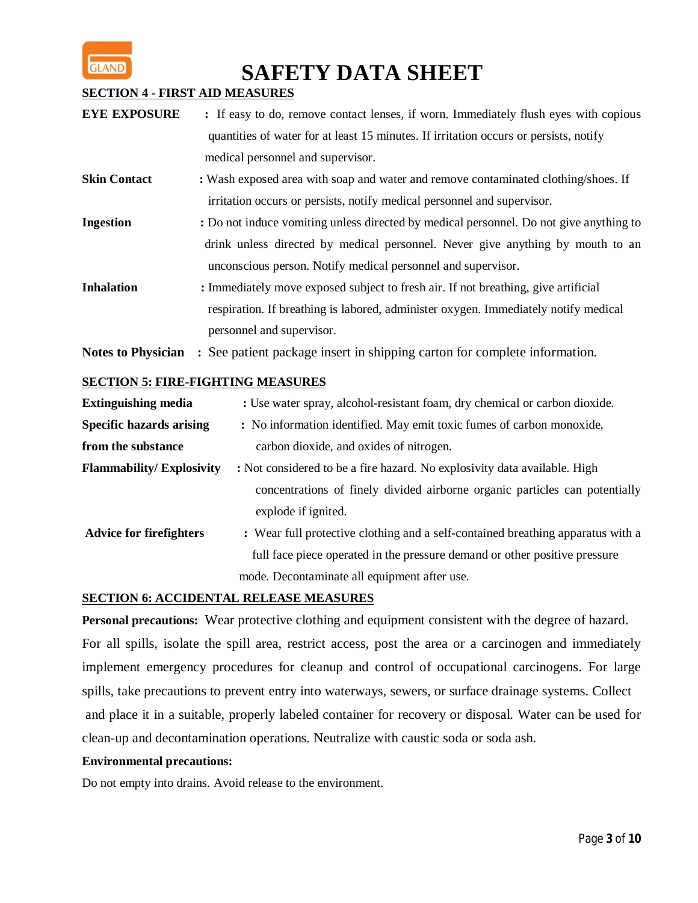# SAFETY DATA SHEET

## SECTION 4 - FIRST AID MEASURES

**EYE EXPOSURE** : If easy to do, remove contact lenses, if worn. Immediately flush eyes with copious quantities of water for at least 15 minutes. If irritation occurs or persists, notify medical personnel and supervisor.

**Skin Contact** : Wash exposed area with soap and water and remove contaminated clothing/shoes. If irritation occurs or persists, notify medical personnel and supervisor.

**Ingestion** : Do not induce vomiting unless directed by medical personnel. Do not give anything to drink unless directed by medical personnel. Never give anything by mouth to an unconscious person. Notify medical personnel and supervisor.

**Inhalation** : Immediately move exposed subject to fresh air. If not breathing, give artificial respiration. If breathing is labored, administer oxygen. Immediately notify medical personnel and supervisor.

**Notes to Physician** : See patient package insert in shipping carton for complete information.

## SECTION 5: FIRE-FIGHTING MEASURES

**Extinguishing media** : Use water spray, alcohol-resistant foam, dry chemical or carbon dioxide.

**Specific hazards arising from the substance** : No information identified. May emit toxic fumes of carbon monoxide, carbon dioxide, and oxides of nitrogen.

**Flammability/ Explosivity** : Not considered to be a fire hazard. No explosivity data available. High concentrations of finely divided airborne organic particles can potentially explode if ignited.

**Advice for firefighters** : Wear full protective clothing and a self-contained breathing apparatus with a full face piece operated in the pressure demand or other positive pressure mode. Decontaminate all equipment after use.

## SECTION 6: ACCIDENTAL RELEASE MEASURES

**Personal precautions:** Wear protective clothing and equipment consistent with the degree of hazard. For all spills, isolate the spill area, restrict access, post the area or a carcinogen and immediately implement emergency procedures for cleanup and control of occupational carcinogens. For large spills, take precautions to prevent entry into waterways, sewers, or surface drainage systems. Collect and place it in a suitable, properly labeled container for recovery or disposal. Water can be used for clean-up and decontamination operations. Neutralize with caustic soda or soda ash.

**Environmental precautions:**

Do not empty into drains. Avoid release to the environment.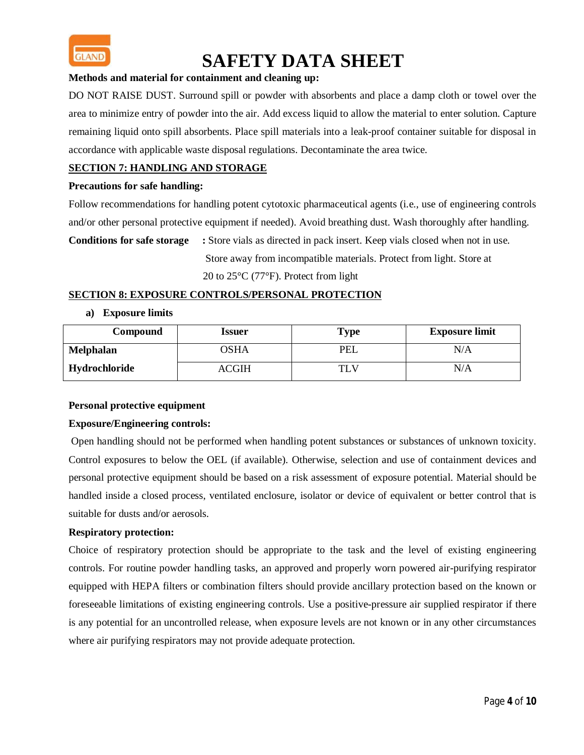**Methods and material for containment and cleaning up:**

DO NOT RAISE DUST. Surround spill or powder with absorbents and place a damp cloth or towel over the area to minimize entry of powder into the air. Add excess liquid to allow the material to enter solution. Capture remaining liquid onto spill absorbents. Place spill materials into a leak-proof container suitable for disposal in accordance with applicable waste disposal regulations. Decontaminate the area twice.

## SECTION 7: HANDLING AND STORAGE

**Precautions for safe handling:**

Follow recommendations for handling potent cytotoxic pharmaceutical agents (i.e., use of engineering controls and/or other personal protective equipment if needed). Avoid breathing dust. Wash thoroughly after handling.

**Conditions for safe storage** : Store vials as directed in pack insert. Keep vials closed when not in use. Store away from incompatible materials. Protect from light. Store at 20 to 25°C (77°F). Protect from light

## SECTION 8: EXPOSURE CONTROLS/PERSONAL PROTECTION

**a) Exposure limits**

| Compound | Issuer | Type | Exposure limit |
|---|---|---|---|
| **Melphalan Hydrochloride** | OSHA | PEL | N/A |
| | ACGIH | TLV | N/A |

**Personal protective equipment**

**Exposure/Engineering controls:**

Open handling should not be performed when handling potent substances or substances of unknown toxicity. Control exposures to below the OEL (if available). Otherwise, selection and use of containment devices and personal protective equipment should be based on a risk assessment of exposure potential. Material should be handled inside a closed process, ventilated enclosure, isolator or device of equivalent or better control that is suitable for dusts and/or aerosols.

**Respiratory protection:**

Choice of respiratory protection should be appropriate to the task and the level of existing engineering controls. For routine powder handling tasks, an approved and properly worn powered air-purifying respirator equipped with HEPA filters or combination filters should provide ancillary protection based on the known or foreseeable limitations of existing engineering controls. Use a positive-pressure air supplied respirator if there is any potential for an uncontrolled release, when exposure levels are not known or in any other circumstances where air purifying respirators may not provide adequate protection.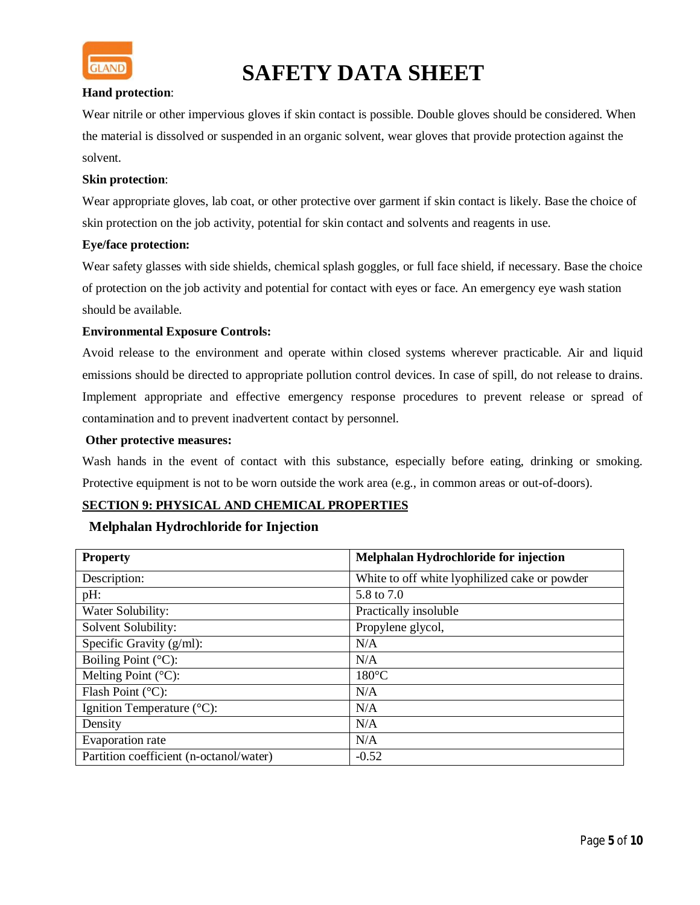**Hand protection**:

Wear nitrile or other impervious gloves if skin contact is possible. Double gloves should be considered. When the material is dissolved or suspended in an organic solvent, wear gloves that provide protection against the solvent.

**Skin protection**:

Wear appropriate gloves, lab coat, or other protective over garment if skin contact is likely. Base the choice of skin protection on the job activity, potential for skin contact and solvents and reagents in use.

**Eye/face protection:**

Wear safety glasses with side shields, chemical splash goggles, or full face shield, if necessary. Base the choice of protection on the job activity and potential for contact with eyes or face. An emergency eye wash station should be available.

**Environmental Exposure Controls:**

Avoid release to the environment and operate within closed systems wherever practicable. Air and liquid emissions should be directed to appropriate pollution control devices. In case of spill, do not release to drains. Implement appropriate and effective emergency response procedures to prevent release or spread of contamination and to prevent inadvertent contact by personnel.

**Other protective measures:**

Wash hands in the event of contact with this substance, especially before eating, drinking or smoking. Protective equipment is not to be worn outside the work area (e.g., in common areas or out-of-doors).

## SECTION 9: PHYSICAL AND CHEMICAL PROPERTIES

### Melphalan Hydrochloride for Injection

| Property | Melphalan Hydrochloride for injection |
|---|---|
| Description: | White to off white lyophilized cake or powder |
| pH: | 5.8 to 7.0 |
| Water Solubility: | Practically insoluble |
| Solvent Solubility: | Propylene glycol, |
| Specific Gravity (g/ml): | N/A |
| Boiling Point (°C): | N/A |
| Melting Point (°C): | 180°C |
| Flash Point (°C): | N/A |
| Ignition Temperature (°C): | N/A |
| Density | N/A |
| Evaporation rate | N/A |
| Partition coefficient (n-octanol/water) | -0.52 |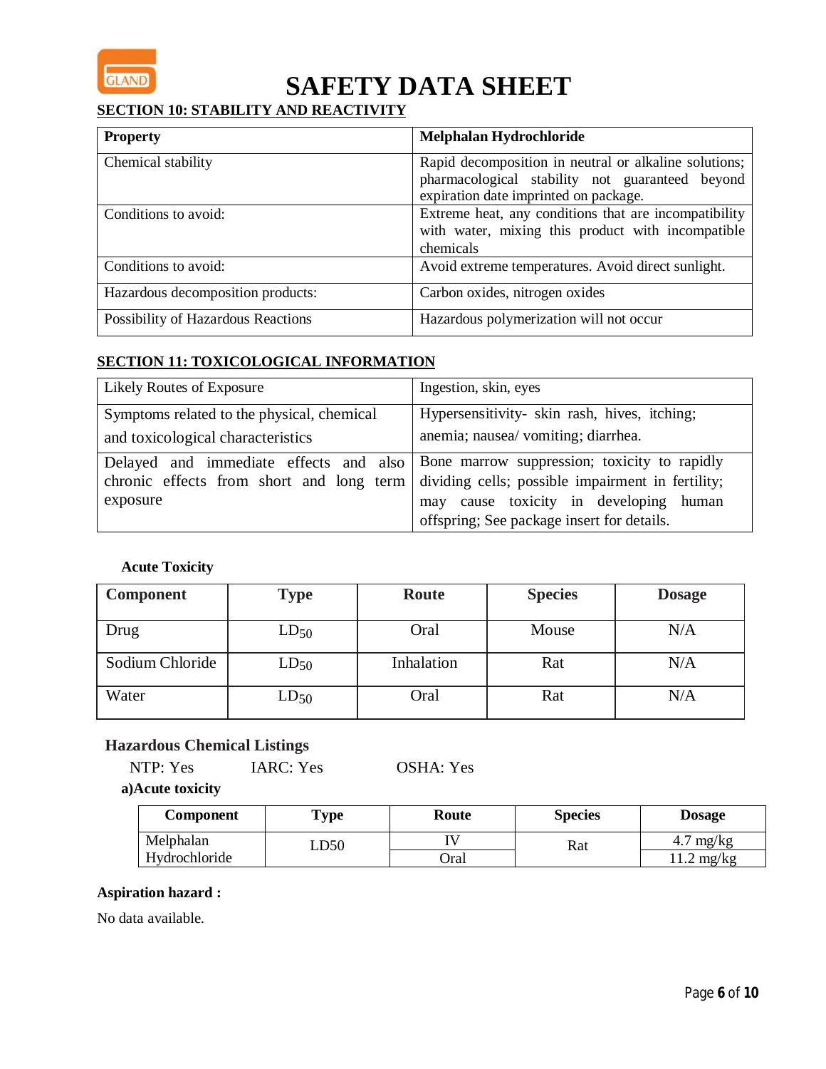# SAFETY DATA SHEET

## SECTION 10: STABILITY AND REACTIVITY

| Property | Melphalan Hydrochloride |
|---|---|
| Chemical stability | Rapid decomposition in neutral or alkaline solutions; pharmacological stability not guaranteed beyond expiration date imprinted on package. |
| Conditions to avoid: | Extreme heat, any conditions that are incompatibility with water, mixing this product with incompatible chemicals |
| Conditions to avoid: | Avoid extreme temperatures. Avoid direct sunlight. |
| Hazardous decomposition products: | Carbon oxides, nitrogen oxides |
| Possibility of Hazardous Reactions | Hazardous polymerization will not occur |

## SECTION 11: TOXICOLOGICAL INFORMATION

| Likely Routes of Exposure | Ingestion, skin, eyes |
|---|---|
| Symptoms related to the physical, chemical and toxicological characteristics | Hypersensitivity- skin rash, hives, itching; anemia; nausea/ vomiting; diarrhea. |
| Delayed and immediate effects and also chronic effects from short and long term exposure | Bone marrow suppression; toxicity to rapidly dividing cells; possible impairment in fertility; may cause toxicity in developing human offspring; See package insert for details. |

**Acute Toxicity**

| Component | Type | Route | Species | Dosage |
|---|---|---|---|---|
| Drug | $LD_{50}$ | Oral | Mouse | N/A |
| Sodium Chloride | $LD_{50}$ | Inhalation | Rat | N/A |
| Water | $LD_{50}$ | Oral | Rat | N/A |

**Hazardous Chemical Listings**

NTP: Yes    IARC: Yes    OSHA: Yes

**a)Acute toxicity**

| Component | Type | Route | Species | Dosage |
|---|---|---|---|---|
| Melphalan Hydrochloride | LD50 | IV | Rat | 4.7 mg/kg |
| | | Oral | | 11.2 mg/kg |

**Aspiration hazard :**

No data available.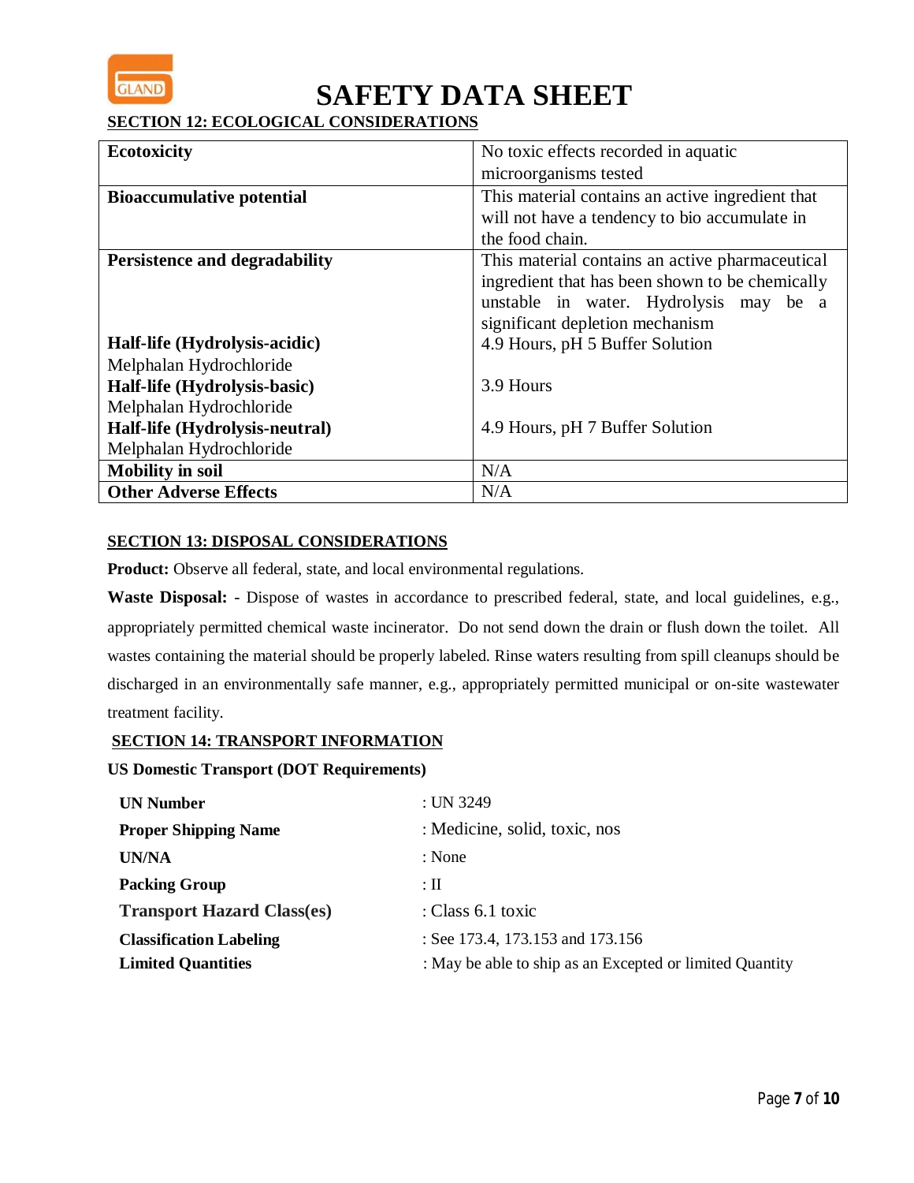# SAFETY DATA SHEET

## SECTION 12: ECOLOGICAL CONSIDERATIONS

| | |
|---|---|
| **Ecotoxicity** | No toxic effects recorded in aquatic microorganisms tested |
| **Bioaccumulative potential** | This material contains an active ingredient that will not have a tendency to bio accumulate in the food chain. |
| **Persistence and degradability**<br><br>**Half-life (Hydrolysis-acidic)**<br>Melphalan Hydrochloride<br>**Half-life (Hydrolysis-basic)**<br>Melphalan Hydrochloride<br>**Half-life (Hydrolysis-neutral)**<br>Melphalan Hydrochloride | This material contains an active pharmaceutical ingredient that has been shown to be chemically unstable in water. Hydrolysis may be a significant depletion mechanism<br>4.9 Hours, pH 5 Buffer Solution<br><br>3.9 Hours<br><br>4.9 Hours, pH 7 Buffer Solution |
| **Mobility in soil** | N/A |
| **Other Adverse Effects** | N/A |

## SECTION 13: DISPOSAL CONSIDERATIONS

**Product:** Observe all federal, state, and local environmental regulations.

**Waste Disposal:** - Dispose of wastes in accordance to prescribed federal, state, and local guidelines, e.g., appropriately permitted chemical waste incinerator. Do not send down the drain or flush down the toilet. All wastes containing the material should be properly labeled. Rinse waters resulting from spill cleanups should be discharged in an environmentally safe manner, e.g., appropriately permitted municipal or on-site wastewater treatment facility.

## SECTION 14: TRANSPORT INFORMATION

**US Domestic Transport (DOT Requirements)**

| | |
|---|---|
| **UN Number** | : UN 3249 |
| **Proper Shipping Name** | : Medicine, solid, toxic, nos |
| **UN/NA** | : None |
| **Packing Group** | : II |
| **Transport Hazard Class(es)** | : Class 6.1 toxic |
| **Classification Labeling** | : See 173.4, 173.153 and 173.156 |
| **Limited Quantities** | : May be able to ship as an Excepted or limited Quantity |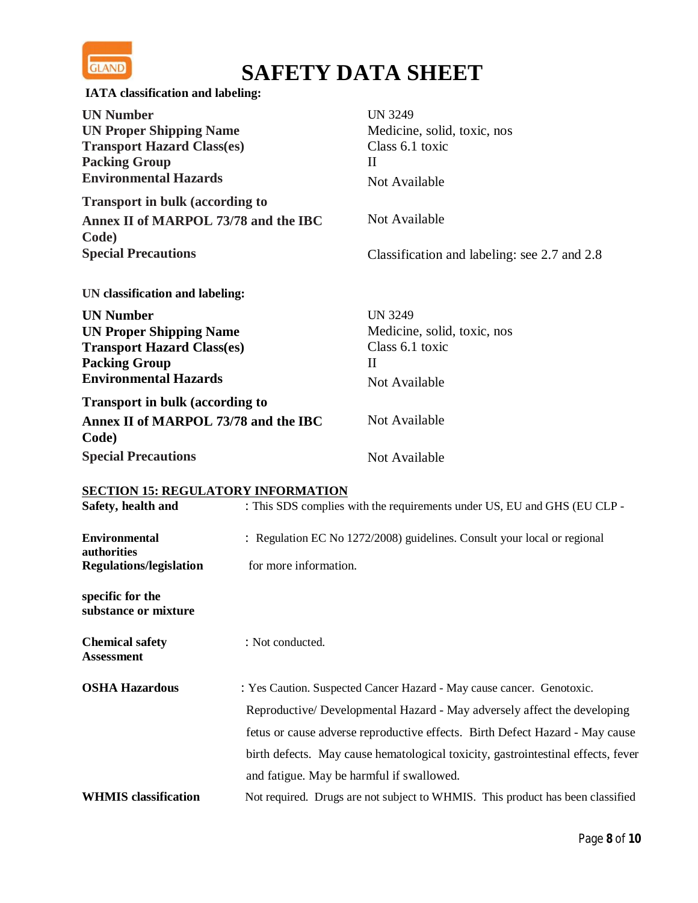# SAFETY DATA SHEET

**IATA classification and labeling:**

| | |
|---|---|
| **UN Number** | UN 3249 |
| **UN Proper Shipping Name** | Medicine, solid, toxic, nos |
| **Transport Hazard Class(es)** | Class 6.1 toxic |
| **Packing Group** | II |
| **Environmental Hazards** | Not Available |
| **Transport in bulk (according to Annex II of MARPOL 73/78 and the IBC Code)** | Not Available |
| **Special Precautions** | Classification and labeling: see 2.7 and 2.8 |

**UN classification and labeling:**

| | |
|---|---|
| **UN Number** | UN 3249 |
| **UN Proper Shipping Name** | Medicine, solid, toxic, nos |
| **Transport Hazard Class(es)** | Class 6.1 toxic |
| **Packing Group** | II |
| **Environmental Hazards** | Not Available |
| **Transport in bulk (according to Annex II of MARPOL 73/78 and the IBC Code)** | Not Available |
| **Special Precautions** | Not Available |

## SECTION 15: REGULATORY INFORMATION

**Safety, health and Environmental Regulations/legislation specific for the substance or mixture** : This SDS complies with the requirements under US, EU and GHS (EU CLP - Regulation EC No 1272/2008) guidelines. Consult your local or regional authorities for more information.

**Chemical safety Assessment** : Not conducted.

**OSHA Hazardous** : Yes Caution. Suspected Cancer Hazard - May cause cancer. Genotoxic. Reproductive/ Developmental Hazard - May adversely affect the developing fetus or cause adverse reproductive effects. Birth Defect Hazard - May cause birth defects. May cause hematological toxicity, gastrointestinal effects, fever and fatigue. May be harmful if swallowed.

**WHMIS classification** Not required. Drugs are not subject to WHMIS. This product has been classified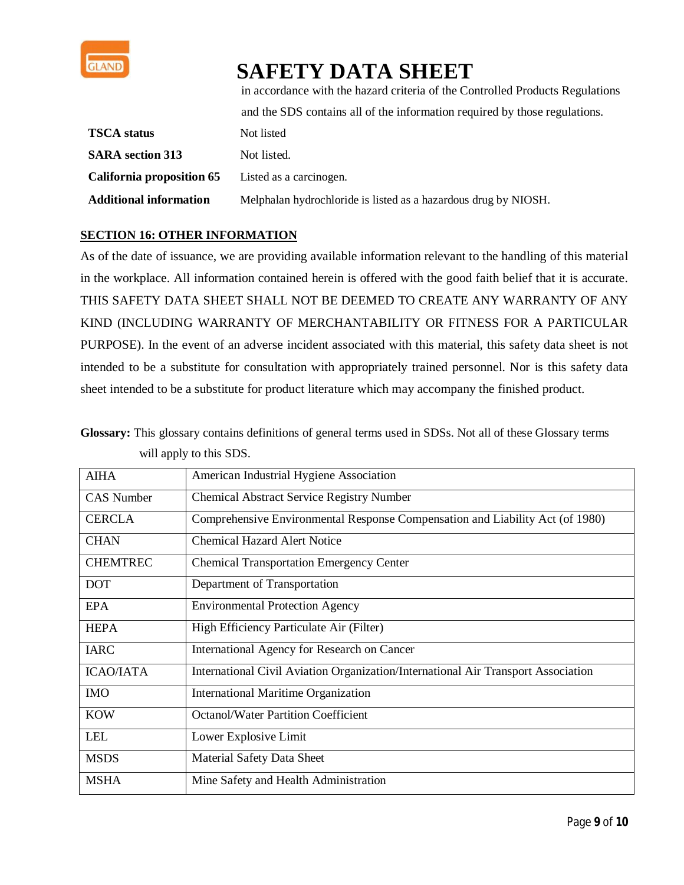in accordance with the hazard criteria of the Controlled Products Regulations and the SDS contains all of the information required by those regulations.

| | |
|---|---|
| **TSCA status** | Not listed |
| **SARA section 313** | Not listed. |
| **California proposition 65** | Listed as a carcinogen. |
| **Additional information** | Melphalan hydrochloride is listed as a hazardous drug by NIOSH. |

## SECTION 16: OTHER INFORMATION

As of the date of issuance, we are providing available information relevant to the handling of this material in the workplace. All information contained herein is offered with the good faith belief that it is accurate. THIS SAFETY DATA SHEET SHALL NOT BE DEEMED TO CREATE ANY WARRANTY OF ANY KIND (INCLUDING WARRANTY OF MERCHANTABILITY OR FITNESS FOR A PARTICULAR PURPOSE). In the event of an adverse incident associated with this material, this safety data sheet is not intended to be a substitute for consultation with appropriately trained personnel. Nor is this safety data sheet intended to be a substitute for product literature which may accompany the finished product.

**Glossary:** This glossary contains definitions of general terms used in SDSs. Not all of these Glossary terms will apply to this SDS.

| | |
|---|---|
| AIHA | American Industrial Hygiene Association |
| CAS Number | Chemical Abstract Service Registry Number |
| CERCLA | Comprehensive Environmental Response Compensation and Liability Act (of 1980) |
| CHAN | Chemical Hazard Alert Notice |
| CHEMTREC | Chemical Transportation Emergency Center |
| DOT | Department of Transportation |
| EPA | Environmental Protection Agency |
| HEPA | High Efficiency Particulate Air (Filter) |
| IARC | International Agency for Research on Cancer |
| ICAO/IATA | International Civil Aviation Organization/International Air Transport Association |
| IMO | International Maritime Organization |
| KOW | Octanol/Water Partition Coefficient |
| LEL | Lower Explosive Limit |
| MSDS | Material Safety Data Sheet |
| MSHA | Mine Safety and Health Administration |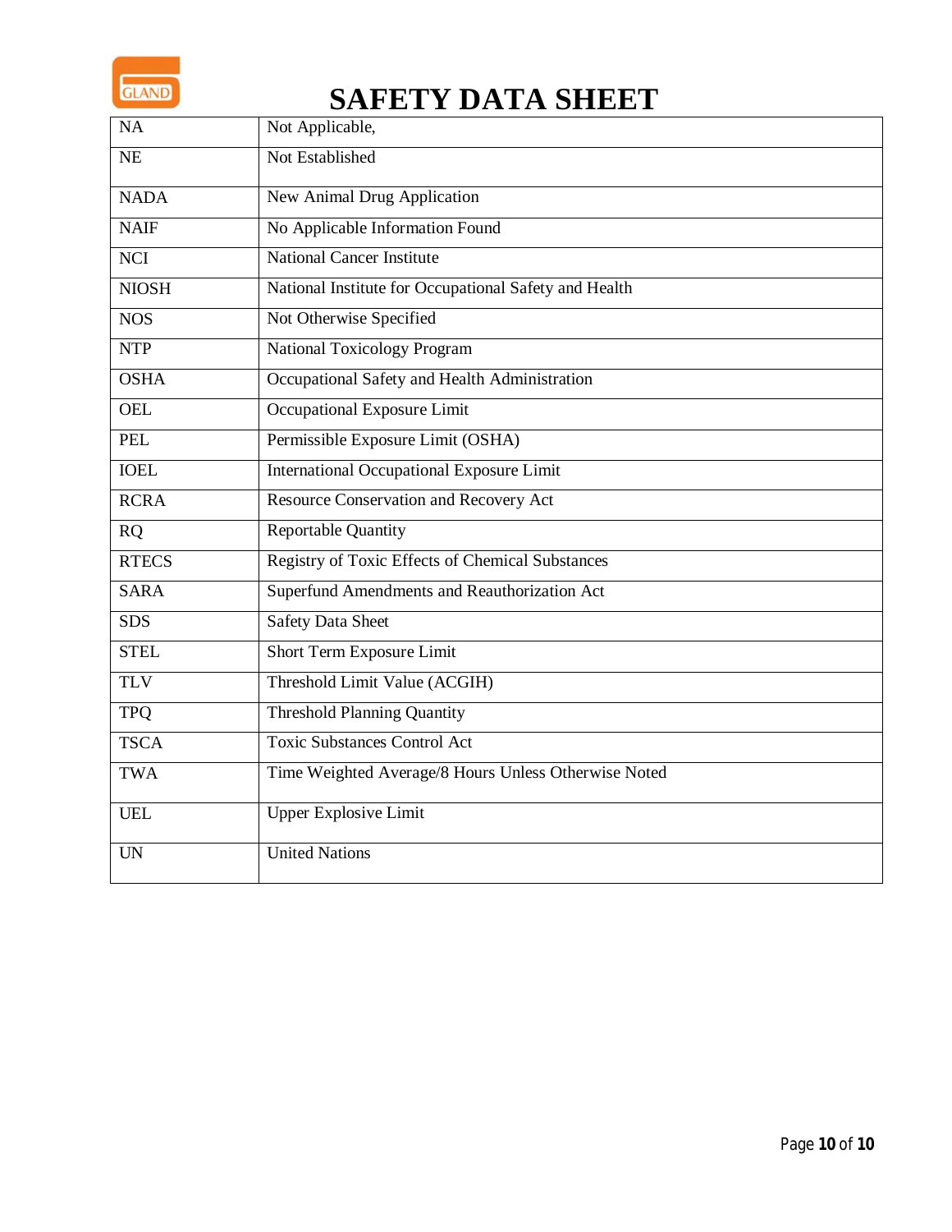| | |
|---|---|
| NA | Not Applicable, |
| NE | Not Established |
| NADA | New Animal Drug Application |
| NAIF | No Applicable Information Found |
| NCI | National Cancer Institute |
| NIOSH | National Institute for Occupational Safety and Health |
| NOS | Not Otherwise Specified |
| NTP | National Toxicology Program |
| OSHA | Occupational Safety and Health Administration |
| OEL | Occupational Exposure Limit |
| PEL | Permissible Exposure Limit (OSHA) |
| IOEL | International Occupational Exposure Limit |
| RCRA | Resource Conservation and Recovery Act |
| RQ | Reportable Quantity |
| RTECS | Registry of Toxic Effects of Chemical Substances |
| SARA | Superfund Amendments and Reauthorization Act |
| SDS | Safety Data Sheet |
| STEL | Short Term Exposure Limit |
| TLV | Threshold Limit Value (ACGIH) |
| TPQ | Threshold Planning Quantity |
| TSCA | Toxic Substances Control Act |
| TWA | Time Weighted Average/8 Hours Unless Otherwise Noted |
| UEL | Upper Explosive Limit |
| UN | United Nations |